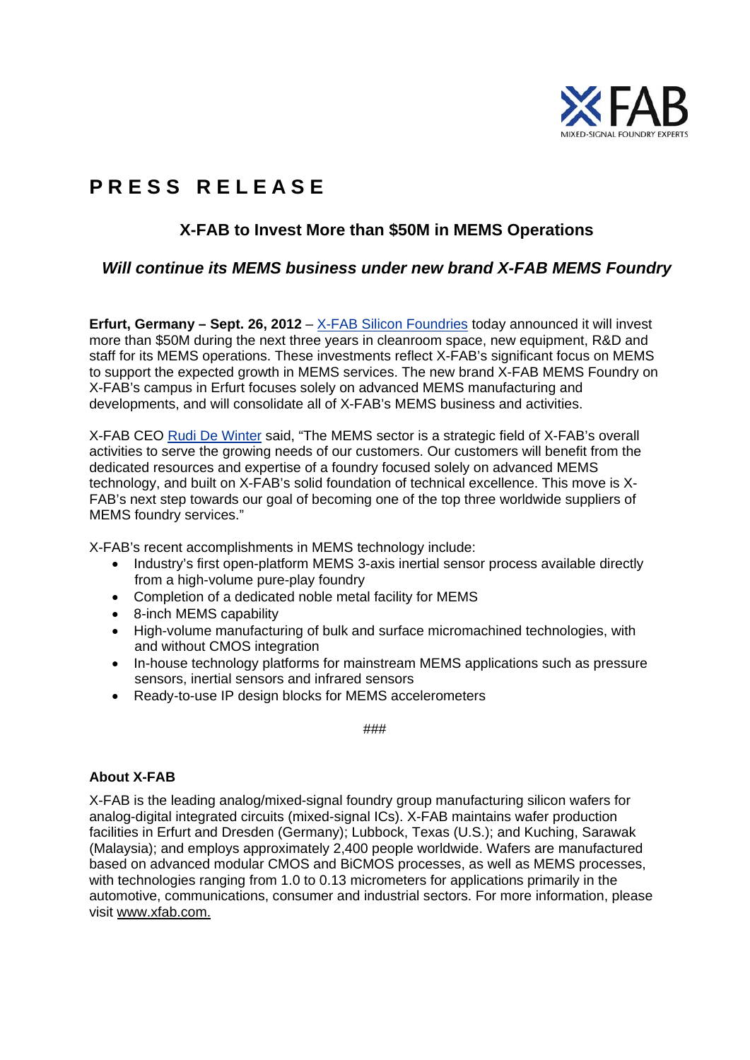# PRESS RELEASE

## X-FAB to Invest More than $50M in MEMS Operations

### *Will continue its MEMS business under new brand X-FAB MEMS Foundry*

**Erfurt, Germany – Sept. 26, 2012** – X-FAB Silicon Foundries today announced it will invest more than $50M during the next three years in cleanroom space, new equipment, R&D and staff for its MEMS operations. These investments reflect X-FAB's significant focus on MEMS to support the expected growth in MEMS services. The new brand X-FAB MEMS Foundry on X-FAB's campus in Erfurt focuses solely on advanced MEMS manufacturing and developments, and will consolidate all of X-FAB's MEMS business and activities.

X-FAB CEO Rudi De Winter said, "The MEMS sector is a strategic field of X-FAB's overall activities to serve the growing needs of our customers. Our customers will benefit from the dedicated resources and expertise of a foundry focused solely on advanced MEMS technology, and built on X-FAB's solid foundation of technical excellence. This move is X-FAB's next step towards our goal of becoming one of the top three worldwide suppliers of MEMS foundry services."

X-FAB's recent accomplishments in MEMS technology include:

- Industry's first open-platform MEMS 3-axis inertial sensor process available directly from a high-volume pure-play foundry
- Completion of a dedicated noble metal facility for MEMS
- 8-inch MEMS capability
- High-volume manufacturing of bulk and surface micromachined technologies, with and without CMOS integration
- In-house technology platforms for mainstream MEMS applications such as pressure sensors, inertial sensors and infrared sensors
- Ready-to-use IP design blocks for MEMS accelerometers

###

**About X-FAB**

X-FAB is the leading analog/mixed-signal foundry group manufacturing silicon wafers for analog-digital integrated circuits (mixed-signal ICs). X-FAB maintains wafer production facilities in Erfurt and Dresden (Germany); Lubbock, Texas (U.S.); and Kuching, Sarawak (Malaysia); and employs approximately 2,400 people worldwide. Wafers are manufactured based on advanced modular CMOS and BiCMOS processes, as well as MEMS processes, with technologies ranging from 1.0 to 0.13 micrometers for applications primarily in the automotive, communications, consumer and industrial sectors. For more information, please visit www.xfab.com.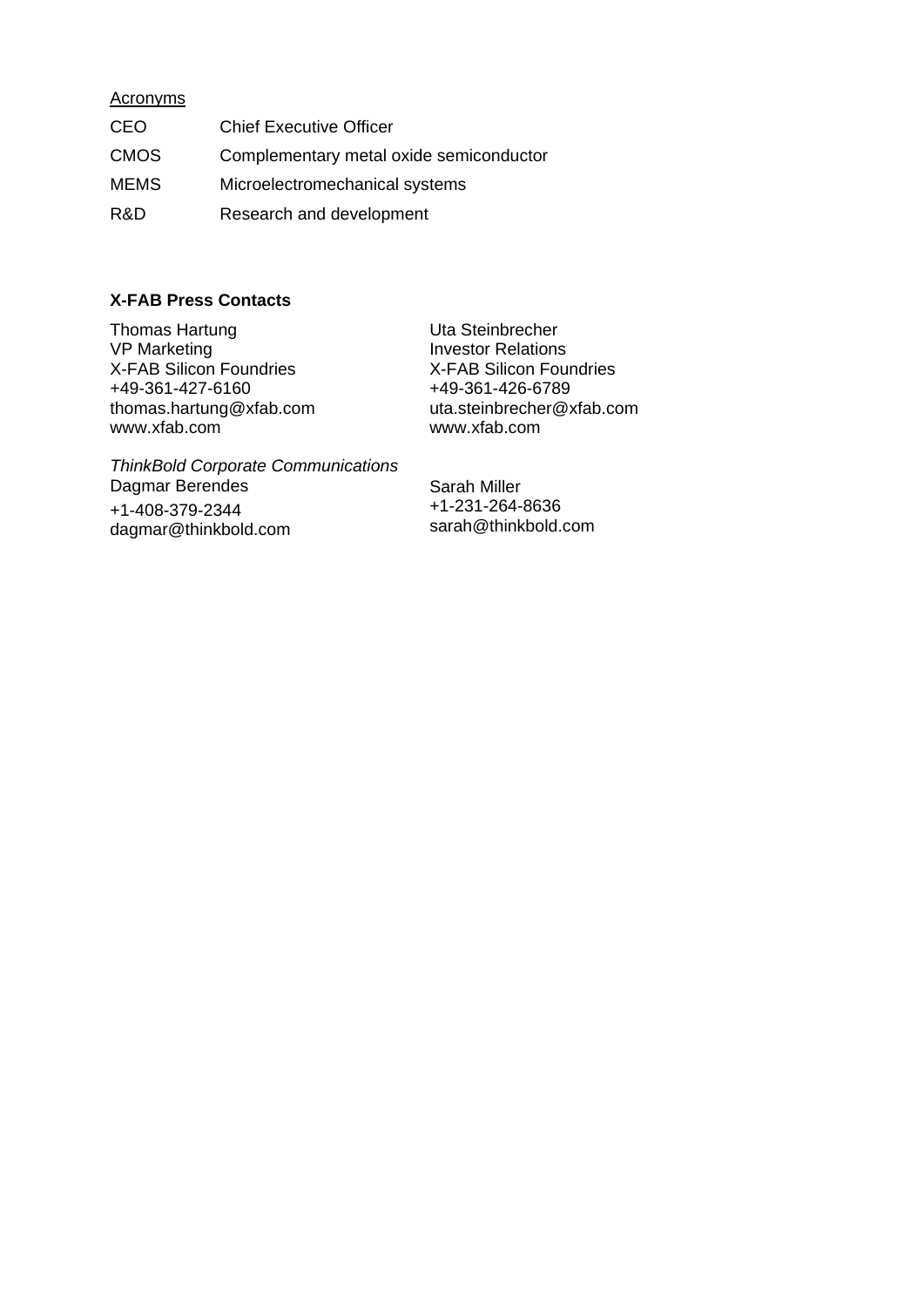<u>Acronyms</u>

| | |
|---|---|
| CEO | Chief Executive Officer |
| CMOS | Complementary metal oxide semiconductor |
| MEMS | Microelectromechanical systems |
| R&D | Research and development |

**X-FAB Press Contacts**

Thomas Hartung
VP Marketing
X-FAB Silicon Foundries
+49-361-427-6160
thomas.hartung@xfab.com
www.xfab.com

Uta Steinbrecher
Investor Relations
X-FAB Silicon Foundries
+49-361-426-6789
uta.steinbrecher@xfab.com
www.xfab.com

*ThinkBold Corporate Communications*
Dagmar Berendes
+1-408-379-2344
dagmar@thinkbold.com

Sarah Miller
+1-231-264-8636
sarah@thinkbold.com